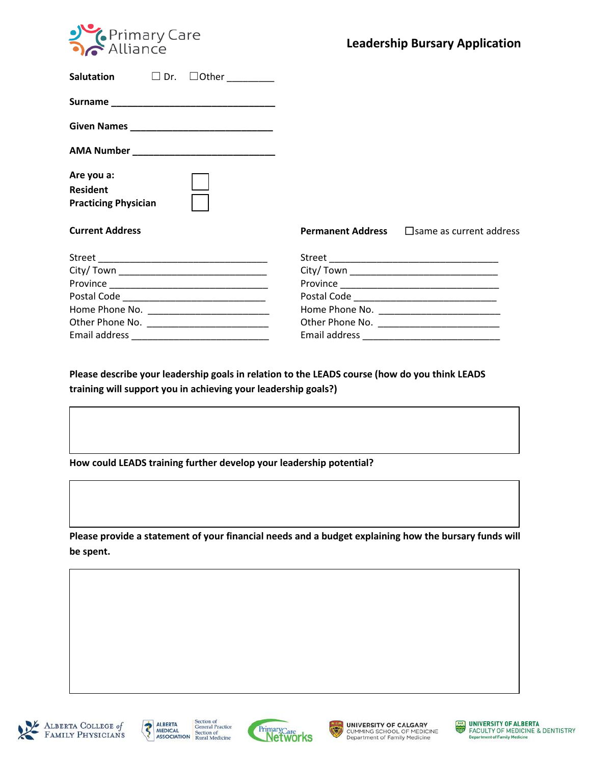Primary Care Alliance

# Leadership Bursary Application

**Salutation** ☐ Dr. ☐Other _________

**Surname** ________________________________

**Given Names** ____________________________

**AMA Number** ____________________________

**Are you a:**

**Resident** ☐

**Practicing Physician** ☐

**Current Address**

Street ________________________________
City/ Town ____________________________
Province ______________________________
Postal Code ___________________________
Home Phone No. _______________________
Other Phone No. _______________________
Email address _________________________

**Permanent Address** ☐same as current address

Street ________________________________
City/ Town ____________________________
Province ______________________________
Postal Code ___________________________
Home Phone No. _______________________
Other Phone No. _______________________
Email address _________________________

**Please describe your leadership goals in relation to the LEADS course (how do you think LEADS training will support you in achieving your leadership goals?)**

**How could LEADS training further develop your leadership potential?**

**Please provide a statement of your financial needs and a budget explaining how the bursary funds will be spent.**

Alberta College of Family Physicians | Alberta Medical Association – Section of General Practice, Section of Rural Medicine | Primary Care Networks | University of Calgary Cumming School of Medicine Department of Family Medicine | University of Alberta Faculty of Medicine & Dentistry Department of Family Medicine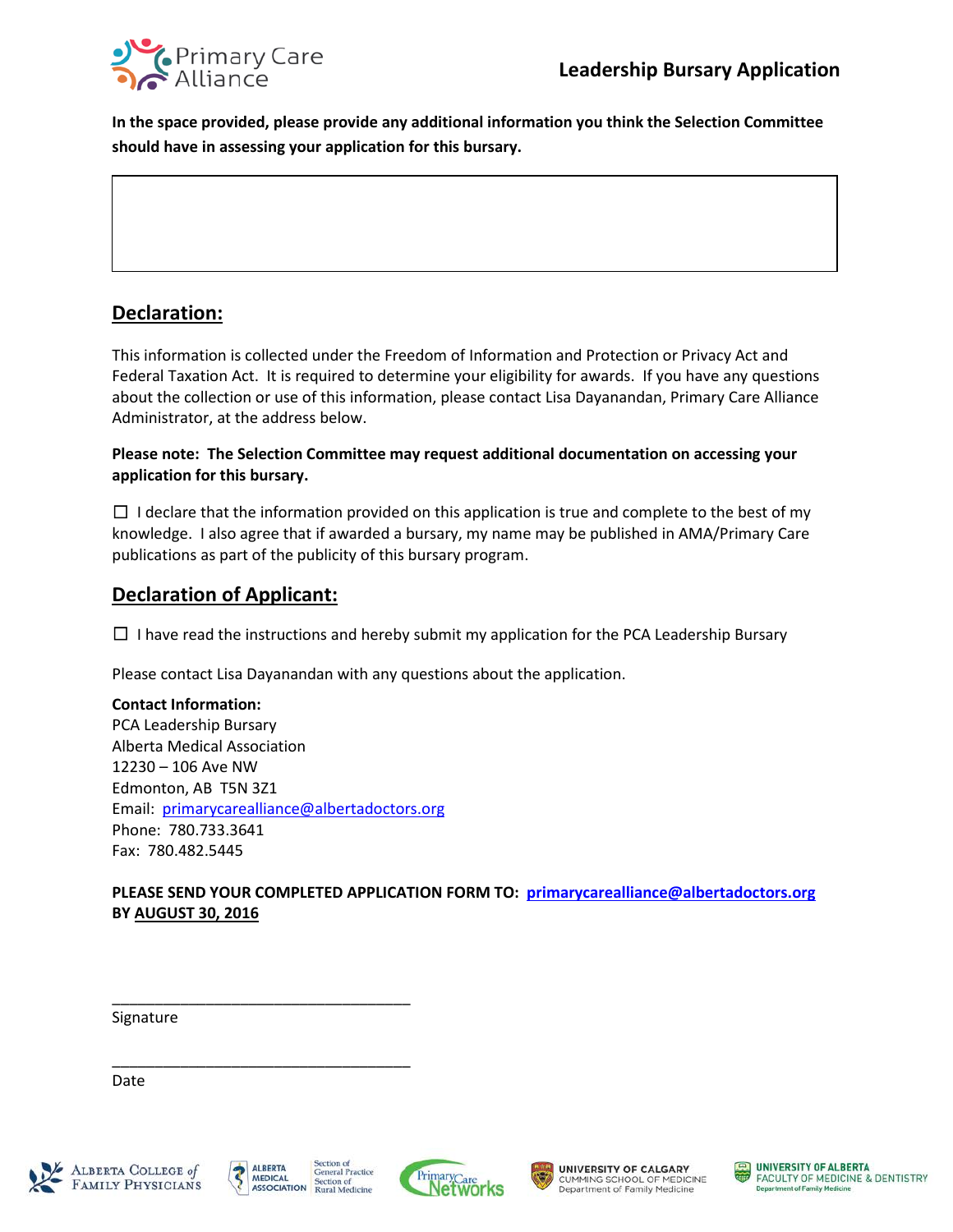**Leadership Bursary Application**

**In the space provided, please provide any additional information you think the Selection Committee should have in assessing your application for this bursary.**

| |
|---|
| |

## Declaration:

This information is collected under the Freedom of Information and Protection or Privacy Act and Federal Taxation Act. It is required to determine your eligibility for awards. If you have any questions about the collection or use of this information, please contact Lisa Dayanandan, Primary Care Alliance Administrator, at the address below.

**Please note: The Selection Committee may request additional documentation on accessing your application for this bursary.**

☐ I declare that the information provided on this application is true and complete to the best of my knowledge. I also agree that if awarded a bursary, my name may be published in AMA/Primary Care publications as part of the publicity of this bursary program.

## Declaration of Applicant:

☐ I have read the instructions and hereby submit my application for the PCA Leadership Bursary

Please contact Lisa Dayanandan with any questions about the application.

**Contact Information:**
PCA Leadership Bursary
Alberta Medical Association
12230 – 106 Ave NW
Edmonton, AB T5N 3Z1
Email: primarycarealliance@albertadoctors.org
Phone: 780.733.3641
Fax: 780.482.5445

**PLEASE SEND YOUR COMPLETED APPLICATION FORM TO: primarycarealliance@albertadoctors.org BY AUGUST 30, 2016**

_________________________________
Signature

_________________________________
Date